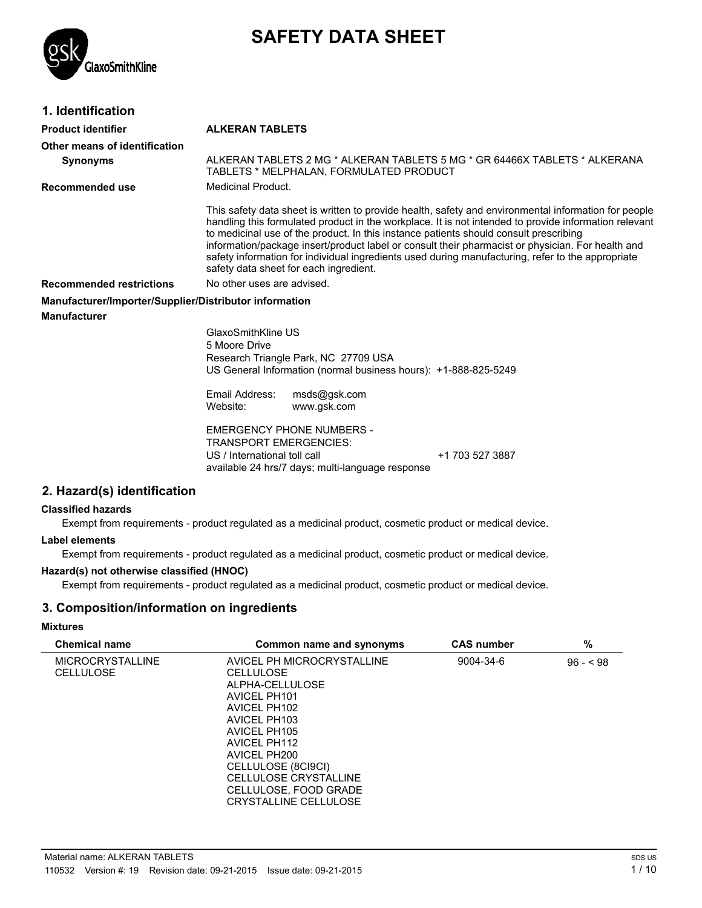# SAFETY DATA SHEET

## 1. Identification

**Product identifier** **ALKERAN TABLETS**

**Other means of identification**

**Synonyms** ALKERAN TABLETS 2 MG * ALKERAN TABLETS 5 MG * GR 64466X TABLETS * ALKERANA TABLETS * MELPHALAN, FORMULATED PRODUCT

**Recommended use** Medicinal Product.

This safety data sheet is written to provide health, safety and environmental information for people handling this formulated product in the workplace. It is not intended to provide information relevant to medicinal use of the product. In this instance patients should consult prescribing information/package insert/product label or consult their pharmacist or physician. For health and safety information for individual ingredients used during manufacturing, refer to the appropriate safety data sheet for each ingredient.

**Recommended restrictions** No other uses are advised.

**Manufacturer/Importer/Supplier/Distributor information**

**Manufacturer**

GlaxoSmithKline US
5 Moore Drive
Research Triangle Park, NC 27709 USA
US General Information (normal business hours): +1-888-825-5249

Email Address: msds@gsk.com
Website: www.gsk.com

EMERGENCY PHONE NUMBERS -
TRANSPORT EMERGENCIES:
US / International toll call +1 703 527 3887
available 24 hrs/7 days; multi-language response

## 2. Hazard(s) identification

**Classified hazards**

Exempt from requirements - product regulated as a medicinal product, cosmetic product or medical device.

**Label elements**

Exempt from requirements - product regulated as a medicinal product, cosmetic product or medical device.

**Hazard(s) not otherwise classified (HNOC)**

Exempt from requirements - product regulated as a medicinal product, cosmetic product or medical device.

## 3. Composition/information on ingredients

**Mixtures**

| Chemical name | Common name and synonyms | CAS number | % |
|---|---|---|---|
| MICROCRYSTALLINE CELLULOSE | AVICEL PH MICROCRYSTALLINE CELLULOSE<br>ALPHA-CELLULOSE<br>AVICEL PH101<br>AVICEL PH102<br>AVICEL PH103<br>AVICEL PH105<br>AVICEL PH112<br>AVICEL PH200<br>CELLULOSE (8CI9CI)<br>CELLULOSE CRYSTALLINE<br>CELLULOSE, FOOD GRADE<br>CRYSTALLINE CELLULOSE | 9004-34-6 | 96 - < 98 |

Material name: ALKERAN TABLETS
110532 Version #: 19 Revision date: 09-21-2015 Issue date: 09-21-2015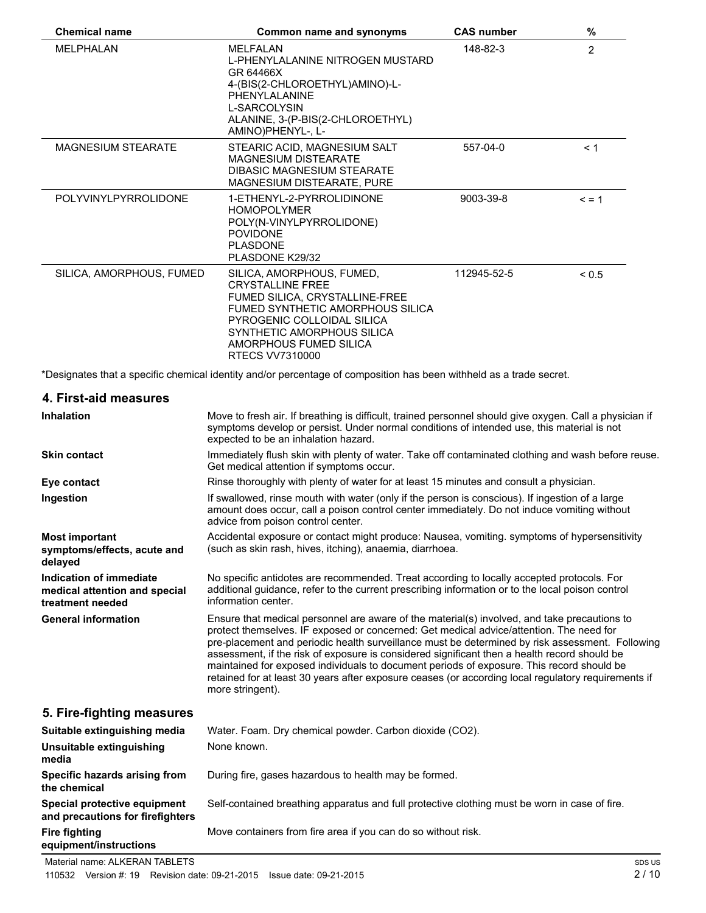| Chemical name | Common name and synonyms | CAS number | % |
|---|---|---|---|
| MELPHALAN | MELFALAN<br>L-PHENYLALANINE NITROGEN MUSTARD<br>GR 64466X<br>4-(BIS(2-CHLOROETHYL)AMINO)-L-PHENYLALANINE<br>L-SARCOLYSIN<br>ALANINE, 3-(P-BIS(2-CHLOROETHYL) AMINO)PHENYL-, L- | 148-82-3 | 2 |
| MAGNESIUM STEARATE | STEARIC ACID, MAGNESIUM SALT<br>MAGNESIUM DISTEARATE<br>DIBASIC MAGNESIUM STEARATE<br>MAGNESIUM DISTEARATE, PURE | 557-04-0 | < 1 |
| POLYVINYLPYRROLIDONE | 1-ETHENYL-2-PYRROLIDINONE HOMOPOLYMER<br>POLY(N-VINYLPYRROLIDONE)<br>POVIDONE<br>PLASDONE<br>PLASDONE K29/32 | 9003-39-8 | < = 1 |
| SILICA, AMORPHOUS, FUMED | SILICA, AMORPHOUS, FUMED, CRYSTALLINE FREE<br>FUMED SILICA, CRYSTALLINE-FREE<br>FUMED SYNTHETIC AMORPHOUS SILICA<br>PYROGENIC COLLOIDAL SILICA<br>SYNTHETIC AMORPHOUS SILICA<br>AMORPHOUS FUMED SILICA<br>RTECS VV7310000 | 112945-52-5 | < 0.5 |

*Designates that a specific chemical identity and/or percentage of composition has been withheld as a trade secret.

## 4. First-aid measures

**Inhalation**
Move to fresh air. If breathing is difficult, trained personnel should give oxygen. Call a physician if symptoms develop or persist. Under normal conditions of intended use, this material is not expected to be an inhalation hazard.

**Skin contact**
Immediately flush skin with plenty of water. Take off contaminated clothing and wash before reuse. Get medical attention if symptoms occur.

**Eye contact**
Rinse thoroughly with plenty of water for at least 15 minutes and consult a physician.

**Ingestion**
If swallowed, rinse mouth with water (only if the person is conscious). If ingestion of a large amount does occur, call a poison control center immediately. Do not induce vomiting without advice from poison control center.

**Most important symptoms/effects, acute and delayed**
Accidental exposure or contact might produce: Nausea, vomiting. symptoms of hypersensitivity (such as skin rash, hives, itching), anaemia, diarrhoea.

**Indication of immediate medical attention and special treatment needed**
No specific antidotes are recommended. Treat according to locally accepted protocols. For additional guidance, refer to the current prescribing information or to the local poison control information center.

**General information**
Ensure that medical personnel are aware of the material(s) involved, and take precautions to protect themselves. IF exposed or concerned: Get medical advice/attention. The need for pre-placement and periodic health surveillance must be determined by risk assessment. Following assessment, if the risk of exposure is considered significant then a health record should be maintained for exposed individuals to document periods of exposure. This record should be retained for at least 30 years after exposure ceases (or according local regulatory requirements if more stringent).

## 5. Fire-fighting measures

**Suitable extinguishing media**
Water. Foam. Dry chemical powder. Carbon dioxide ($CO_2$).

**Unsuitable extinguishing media**
None known.

**Specific hazards arising from the chemical**
During fire, gases hazardous to health may be formed.

**Special protective equipment and precautions for firefighters**
Self-contained breathing apparatus and full protective clothing must be worn in case of fire.

**Fire fighting equipment/instructions**
Move containers from fire area if you can do so without risk.

Material name: ALKERAN TABLETS

110532 Version #: 19 Revision date: 09-21-2015 Issue date: 09-21-2015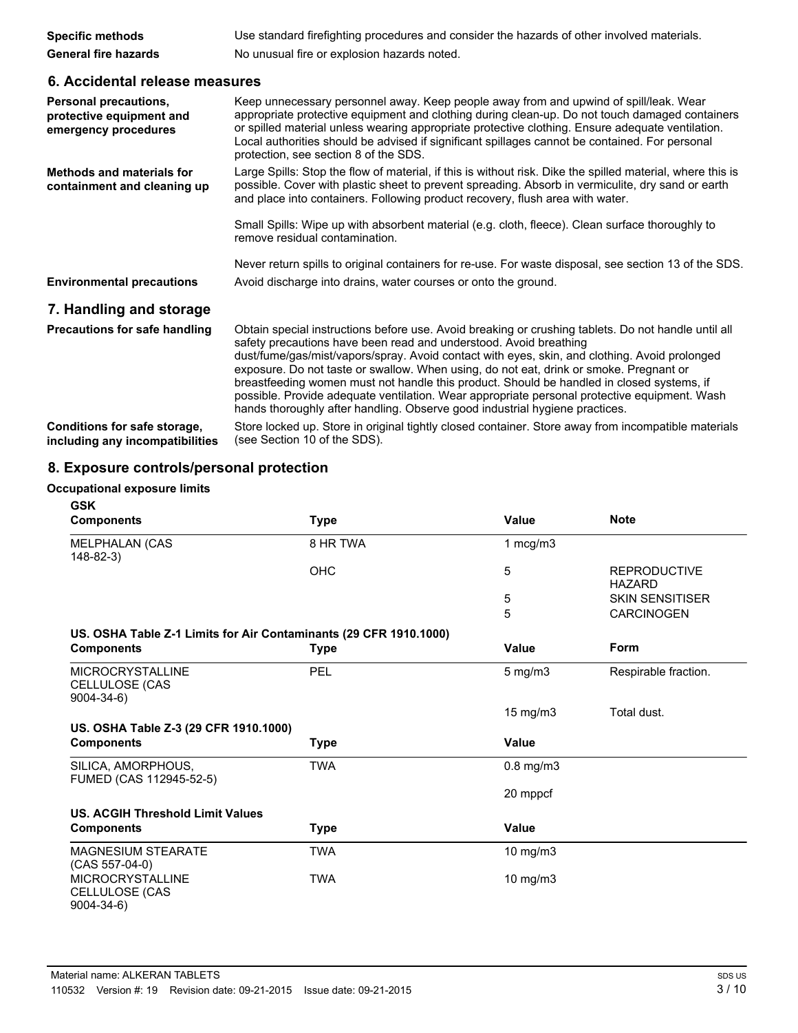| | |
|---|---|
| **Specific methods** | Use standard firefighting procedures and consider the hazards of other involved materials. |
| **General fire hazards** | No unusual fire or explosion hazards noted. |

## 6. Accidental release measures

**Personal precautions, protective equipment and emergency procedures**

Keep unnecessary personnel away. Keep people away from and upwind of spill/leak. Wear appropriate protective equipment and clothing during clean-up. Do not touch damaged containers or spilled material unless wearing appropriate protective clothing. Ensure adequate ventilation. Local authorities should be advised if significant spillages cannot be contained. For personal protection, see section 8 of the SDS.

**Methods and materials for containment and cleaning up**

Large Spills: Stop the flow of material, if this is without risk. Dike the spilled material, where this is possible. Cover with plastic sheet to prevent spreading. Absorb in vermiculite, dry sand or earth and place into containers. Following product recovery, flush area with water.

Small Spills: Wipe up with absorbent material (e.g. cloth, fleece). Clean surface thoroughly to remove residual contamination.

Never return spills to original containers for re-use. For waste disposal, see section 13 of the SDS.

**Environmental precautions**

Avoid discharge into drains, water courses or onto the ground.

## 7. Handling and storage

**Precautions for safe handling**

Obtain special instructions before use. Avoid breaking or crushing tablets. Do not handle until all safety precautions have been read and understood. Avoid breathing dust/fume/gas/mist/vapors/spray. Avoid contact with eyes, skin, and clothing. Avoid prolonged exposure. Do not taste or swallow. When using, do not eat, drink or smoke. Pregnant or breastfeeding women must not handle this product. Should be handled in closed systems, if possible. Provide adequate ventilation. Wear appropriate personal protective equipment. Wash hands thoroughly after handling. Observe good industrial hygiene practices.

**Conditions for safe storage, including any incompatibilities**

Store locked up. Store in original tightly closed container. Store away from incompatible materials (see Section 10 of the SDS).

## 8. Exposure controls/personal protection

**Occupational exposure limits**

**GSK**

| Components | Type | Value | Note |
|---|---|---|---|
| MELPHALAN (CAS 148-82-3) | 8 HR TWA | 1 mcg/m3 | |
| | OHC | 5 | REPRODUCTIVE HAZARD |
| | | 5 | SKIN SENSITISER |
| | | 5 | CARCINOGEN |

**US. OSHA Table Z-1 Limits for Air Contaminants (29 CFR 1910.1000)**

| Components | Type | Value | Form |
|---|---|---|---|
| MICROCRYSTALLINE CELLULOSE (CAS 9004-34-6) | PEL | 5 mg/m3 | Respirable fraction. |
| | | 15 mg/m3 | Total dust. |

**US. OSHA Table Z-3 (29 CFR 1910.1000)**

| Components | Type | Value |
|---|---|---|
| SILICA, AMORPHOUS, FUMED (CAS 112945-52-5) | TWA | 0.8 mg/m3 |
| | | 20 mppcf |

**US. ACGIH Threshold Limit Values**

| Components | Type | Value |
|---|---|---|
| MAGNESIUM STEARATE (CAS 557-04-0) | TWA | 10 mg/m3 |
| MICROCRYSTALLINE CELLULOSE (CAS 9004-34-6) | TWA | 10 mg/m3 |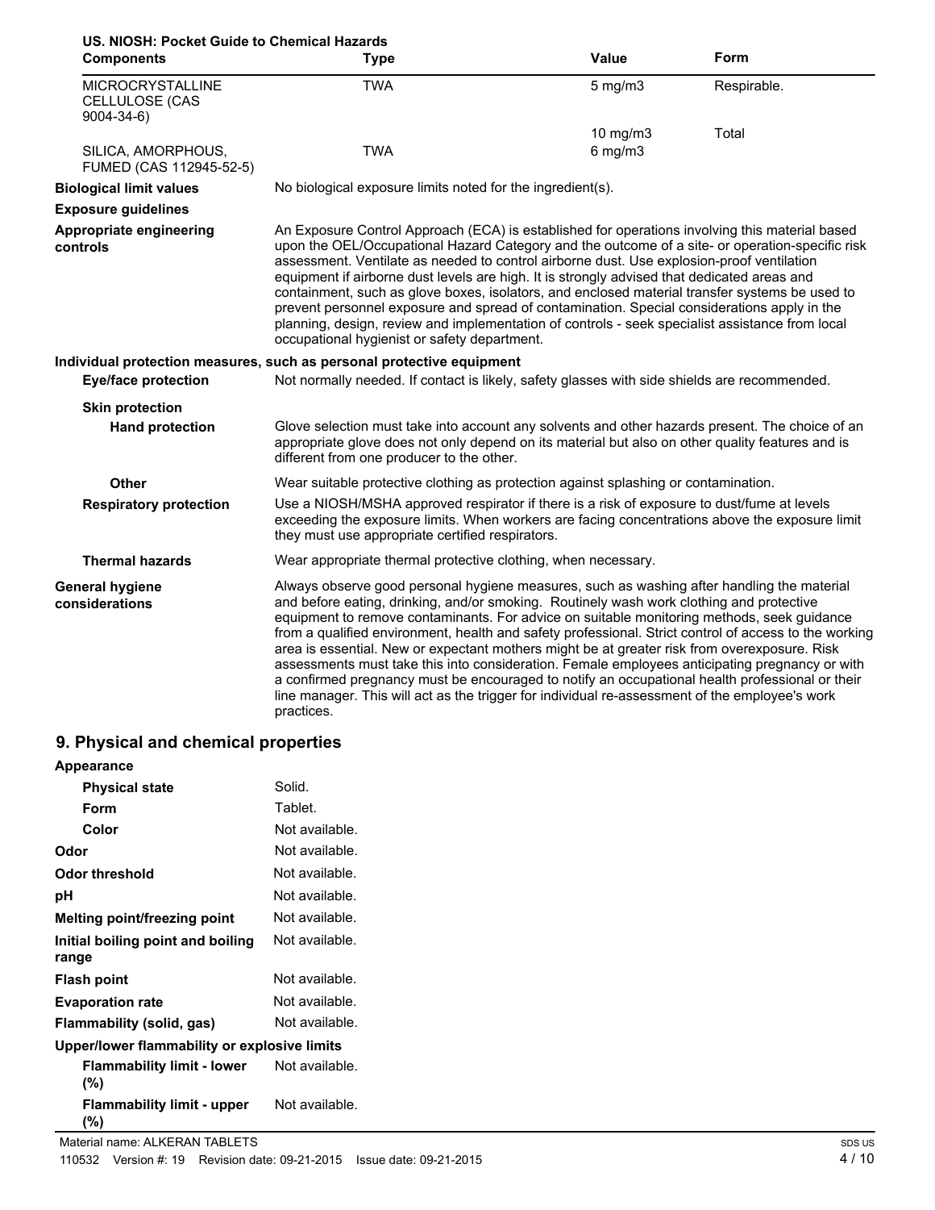**US. NIOSH: Pocket Guide to Chemical Hazards**

| Components | Type | Value | Form |
|---|---|---|---|
| MICROCRYSTALLINE CELLULOSE (CAS 9004-34-6) | TWA | 5 mg/m3 | Respirable. |
| | | 10 mg/m3 | Total |
| SILICA, AMORPHOUS, FUMED (CAS 112945-52-5) | TWA | 6 mg/m3 | |

**Biological limit values** No biological exposure limits noted for the ingredient(s).

**Exposure guidelines**

**Appropriate engineering controls** An Exposure Control Approach (ECA) is established for operations involving this material based upon the OEL/Occupational Hazard Category and the outcome of a site- or operation-specific risk assessment. Ventilate as needed to control airborne dust. Use explosion-proof ventilation equipment if airborne dust levels are high. It is strongly advised that dedicated areas and containment, such as glove boxes, isolators, and enclosed material transfer systems be used to prevent personnel exposure and spread of contamination. Special considerations apply in the planning, design, review and implementation of controls - seek specialist assistance from local occupational hygienist or safety department.

**Individual protection measures, such as personal protective equipment**

**Eye/face protection** Not normally needed. If contact is likely, safety glasses with side shields are recommended.

**Skin protection**

**Hand protection** Glove selection must take into account any solvents and other hazards present. The choice of an appropriate glove does not only depend on its material but also on other quality features and is different from one producer to the other.

**Other** Wear suitable protective clothing as protection against splashing or contamination.

**Respiratory protection** Use a NIOSH/MSHA approved respirator if there is a risk of exposure to dust/fume at levels exceeding the exposure limits. When workers are facing concentrations above the exposure limit they must use appropriate certified respirators.

**Thermal hazards** Wear appropriate thermal protective clothing, when necessary.

**General hygiene considerations** Always observe good personal hygiene measures, such as washing after handling the material and before eating, drinking, and/or smoking. Routinely wash work clothing and protective equipment to remove contaminants. For advice on suitable monitoring methods, seek guidance from a qualified environment, health and safety professional. Strict control of access to the working area is essential. New or expectant mothers might be at greater risk from overexposure. Risk assessments must take this into consideration. Female employees anticipating pregnancy or with a confirmed pregnancy must be encouraged to notify an occupational health professional or their line manager. This will act as the trigger for individual re-assessment of the employee's work practices.

## 9. Physical and chemical properties

**Appearance**

| | |
|---|---|
| **Physical state** | Solid. |
| **Form** | Tablet. |
| **Color** | Not available. |
| **Odor** | Not available. |
| **Odor threshold** | Not available. |
| **pH** | Not available. |
| **Melting point/freezing point** | Not available. |
| **Initial boiling point and boiling range** | Not available. |
| **Flash point** | Not available. |
| **Evaporation rate** | Not available. |
| **Flammability (solid, gas)** | Not available. |

**Upper/lower flammability or explosive limits**

| | |
|---|---|
| **Flammability limit - lower (%)** | Not available. |
| **Flammability limit - upper (%)** | Not available. |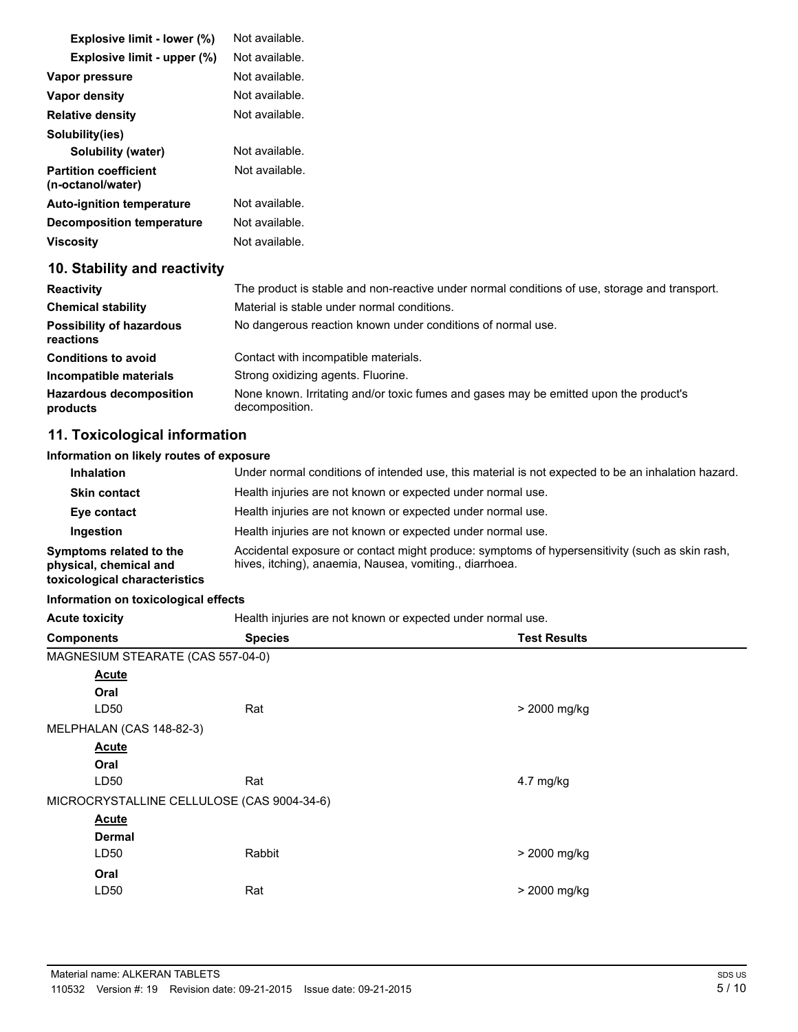| | |
|---|---|
| **Explosive limit - lower (%)** | Not available. |
| **Explosive limit - upper (%)** | Not available. |
| **Vapor pressure** | Not available. |
| **Vapor density** | Not available. |
| **Relative density** | Not available. |
| **Solubility(ies)** | |
| **Solubility (water)** | Not available. |
| **Partition coefficient (n-octanol/water)** | Not available. |
| **Auto-ignition temperature** | Not available. |
| **Decomposition temperature** | Not available. |
| **Viscosity** | Not available. |

## 10. Stability and reactivity

| | |
|---|---|
| **Reactivity** | The product is stable and non-reactive under normal conditions of use, storage and transport. |
| **Chemical stability** | Material is stable under normal conditions. |
| **Possibility of hazardous reactions** | No dangerous reaction known under conditions of normal use. |
| **Conditions to avoid** | Contact with incompatible materials. |
| **Incompatible materials** | Strong oxidizing agents. Fluorine. |
| **Hazardous decomposition products** | None known. Irritating and/or toxic fumes and gases may be emitted upon the product's decomposition. |

## 11. Toxicological information

### Information on likely routes of exposure

| | |
|---|---|
| **Inhalation** | Under normal conditions of intended use, this material is not expected to be an inhalation hazard. |
| **Skin contact** | Health injuries are not known or expected under normal use. |
| **Eye contact** | Health injuries are not known or expected under normal use. |
| **Ingestion** | Health injuries are not known or expected under normal use. |
| **Symptoms related to the physical, chemical and toxicological characteristics** | Accidental exposure or contact might produce: symptoms of hypersensitivity (such as skin rash, hives, itching), anaemia, Nausea, vomiting., diarrhoea. |

### Information on toxicological effects

**Acute toxicity** Health injuries are not known or expected under normal use.

| Components | Species | Test Results |
|---|---|---|
| MAGNESIUM STEARATE (CAS 557-04-0) | | |
| **Acute** | | |
| **Oral** | | |
| LD50 | Rat | > 2000 mg/kg |
| MELPHALAN (CAS 148-82-3) | | |
| **Acute** | | |
| **Oral** | | |
| LD50 | Rat | 4.7 mg/kg |
| MICROCRYSTALLINE CELLULOSE (CAS 9004-34-6) | | |
| **Acute** | | |
| **Dermal** | | |
| LD50 | Rabbit | > 2000 mg/kg |
| **Oral** | | |
| LD50 | Rat | > 2000 mg/kg |

Material name: ALKERAN TABLETS
110532 Version #: 19 Revision date: 09-21-2015 Issue date: 09-21-2015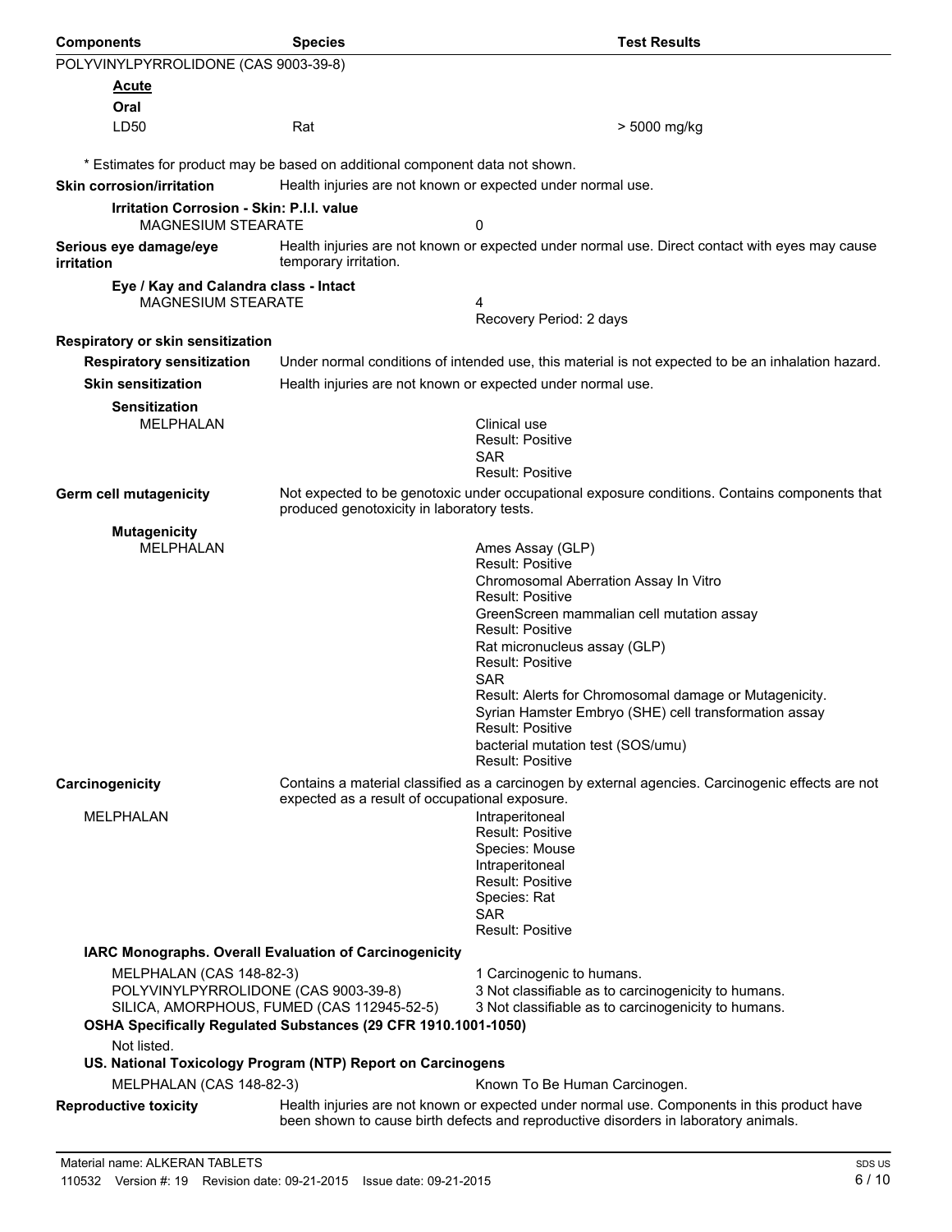| Components | Species | Test Results |
|---|---|---|
| POLYVINYLPYRROLIDONE (CAS 9003-39-8) | | |
| **Acute** | | |
| **Oral** | | |
| LD50 | Rat | > 5000 mg/kg |

\* Estimates for product may be based on additional component data not shown.

**Skin corrosion/irritation** Health injuries are not known or expected under normal use.

**Irritation Corrosion - Skin: P.I.I. value**

MAGNESIUM STEARATE 0

**Serious eye damage/eye irritation** Health injuries are not known or expected under normal use. Direct contact with eyes may cause temporary irritation.

**Eye / Kay and Calandra class - Intact**

MAGNESIUM STEARATE 4
Recovery Period: 2 days

**Respiratory or skin sensitization**

**Respiratory sensitization** Under normal conditions of intended use, this material is not expected to be an inhalation hazard.

**Skin sensitization** Health injuries are not known or expected under normal use.

**Sensitization**

MELPHALAN
Clinical use
Result: Positive
SAR
Result: Positive

**Germ cell mutagenicity** Not expected to be genotoxic under occupational exposure conditions. Contains components that produced genotoxicity in laboratory tests.

**Mutagenicity**

MELPHALAN
Ames Assay (GLP)
Result: Positive
Chromosomal Aberration Assay In Vitro
Result: Positive
GreenScreen mammalian cell mutation assay
Result: Positive
Rat micronucleus assay (GLP)
Result: Positive
SAR
Result: Alerts for Chromosomal damage or Mutagenicity.
Syrian Hamster Embryo (SHE) cell transformation assay
Result: Positive
bacterial mutation test (SOS/umu)
Result: Positive

**Carcinogenicity** Contains a material classified as a carcinogen by external agencies. Carcinogenic effects are not expected as a result of occupational exposure.

MELPHALAN
Intraperitoneal
Result: Positive
Species: Mouse
Intraperitoneal
Result: Positive
Species: Rat
SAR
Result: Positive

**IARC Monographs. Overall Evaluation of Carcinogenicity**

| | |
|---|---|
| MELPHALAN (CAS 148-82-3) | 1 Carcinogenic to humans. |
| POLYVINYLPYRROLIDONE (CAS 9003-39-8) | 3 Not classifiable as to carcinogenicity to humans. |
| SILICA, AMORPHOUS, FUMED (CAS 112945-52-5) | 3 Not classifiable as to carcinogenicity to humans. |

**OSHA Specifically Regulated Substances (29 CFR 1910.1001-1050)**

Not listed.

**US. National Toxicology Program (NTP) Report on Carcinogens**

MELPHALAN (CAS 148-82-3) Known To Be Human Carcinogen.

**Reproductive toxicity** Health injuries are not known or expected under normal use. Components in this product have been shown to cause birth defects and reproductive disorders in laboratory animals.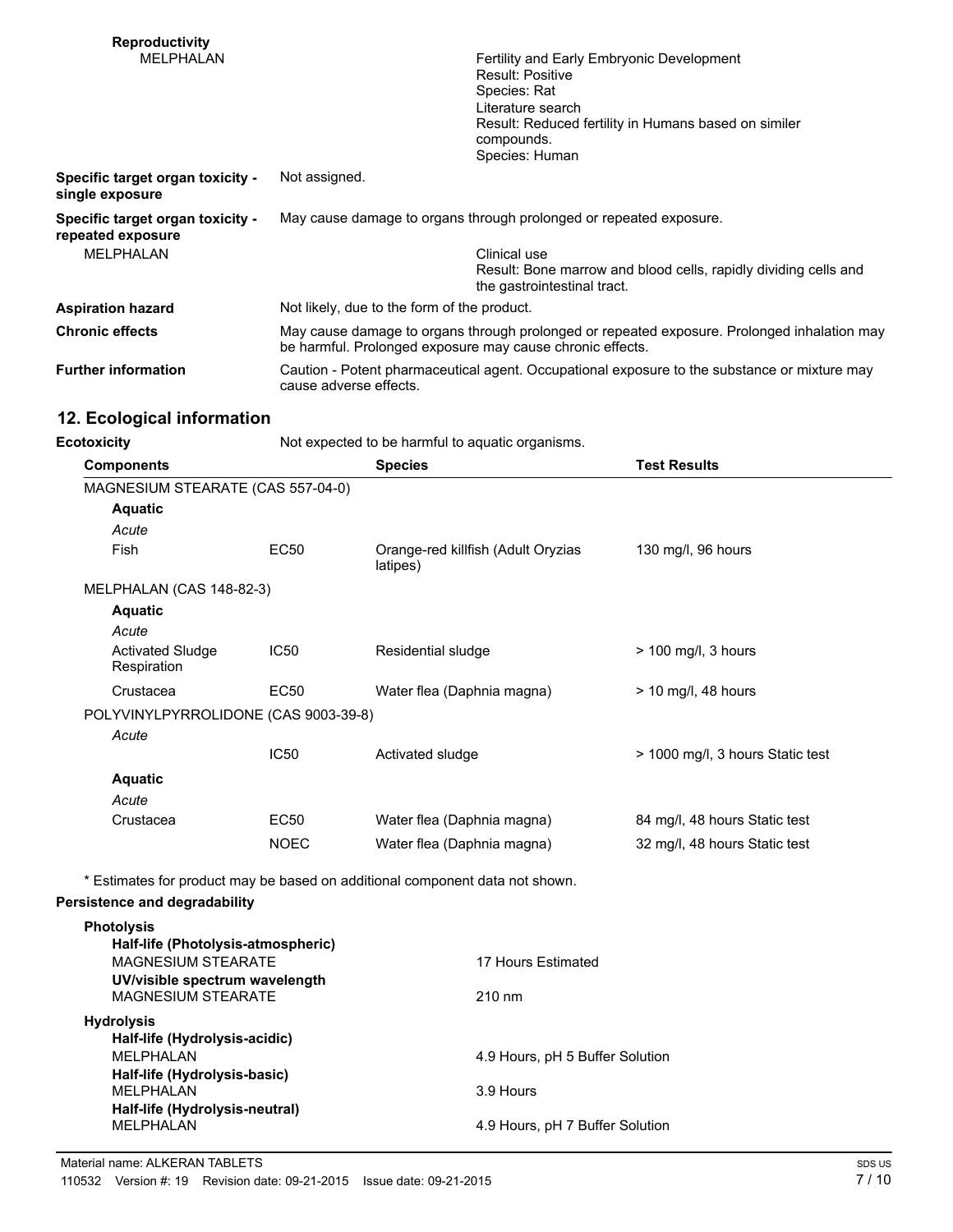**Reproductivity**

MELPHALAN

Fertility and Early Embryonic Development
Result: Positive
Species: Rat
Literature search
Result: Reduced fertility in Humans based on similer compounds.
Species: Human

**Specific target organ toxicity - single exposure** Not assigned.

**Specific target organ toxicity - repeated exposure** May cause damage to organs through prolonged or repeated exposure.

MELPHALAN

Clinical use
Result: Bone marrow and blood cells, rapidly dividing cells and the gastrointestinal tract.

**Aspiration hazard** Not likely, due to the form of the product.

**Chronic effects** May cause damage to organs through prolonged or repeated exposure. Prolonged inhalation may be harmful. Prolonged exposure may cause chronic effects.

**Further information** Caution - Potent pharmaceutical agent. Occupational exposure to the substance or mixture may cause adverse effects.

## 12. Ecological information

**Ecotoxicity** Not expected to be harmful to aquatic organisms.

| Components | | Species | Test Results |
|---|---|---|---|
| MAGNESIUM STEARATE (CAS 557-04-0) | | | |
| **Aquatic** | | | |
| *Acute* | | | |
| Fish | EC50 | Orange-red killfish (Adult Oryzias latipes) | 130 mg/l, 96 hours |
| MELPHALAN (CAS 148-82-3) | | | |
| **Aquatic** | | | |
| *Acute* | | | |
| Activated Sludge Respiration | IC50 | Residential sludge | > 100 mg/l, 3 hours |
| Crustacea | EC50 | Water flea (Daphnia magna) | > 10 mg/l, 48 hours |
| POLYVINYLPYRROLIDONE (CAS 9003-39-8) | | | |
| *Acute* | | | |
| | IC50 | Activated sludge | > 1000 mg/l, 3 hours Static test |
| **Aquatic** | | | |
| *Acute* | | | |
| Crustacea | EC50 | Water flea (Daphnia magna) | 84 mg/l, 48 hours Static test |
| | NOEC | Water flea (Daphnia magna) | 32 mg/l, 48 hours Static test |

* Estimates for product may be based on additional component data not shown.

**Persistence and degradability**

**Photolysis**

**Half-life (Photolysis-atmospheric)**
MAGNESIUM STEARATE — 17 Hours Estimated

**UV/visible spectrum wavelength**
MAGNESIUM STEARATE — 210 nm

**Hydrolysis**

**Half-life (Hydrolysis-acidic)**
MELPHALAN — 4.9 Hours, pH 5 Buffer Solution

**Half-life (Hydrolysis-basic)**
MELPHALAN — 3.9 Hours

**Half-life (Hydrolysis-neutral)**
MELPHALAN — 4.9 Hours, pH 7 Buffer Solution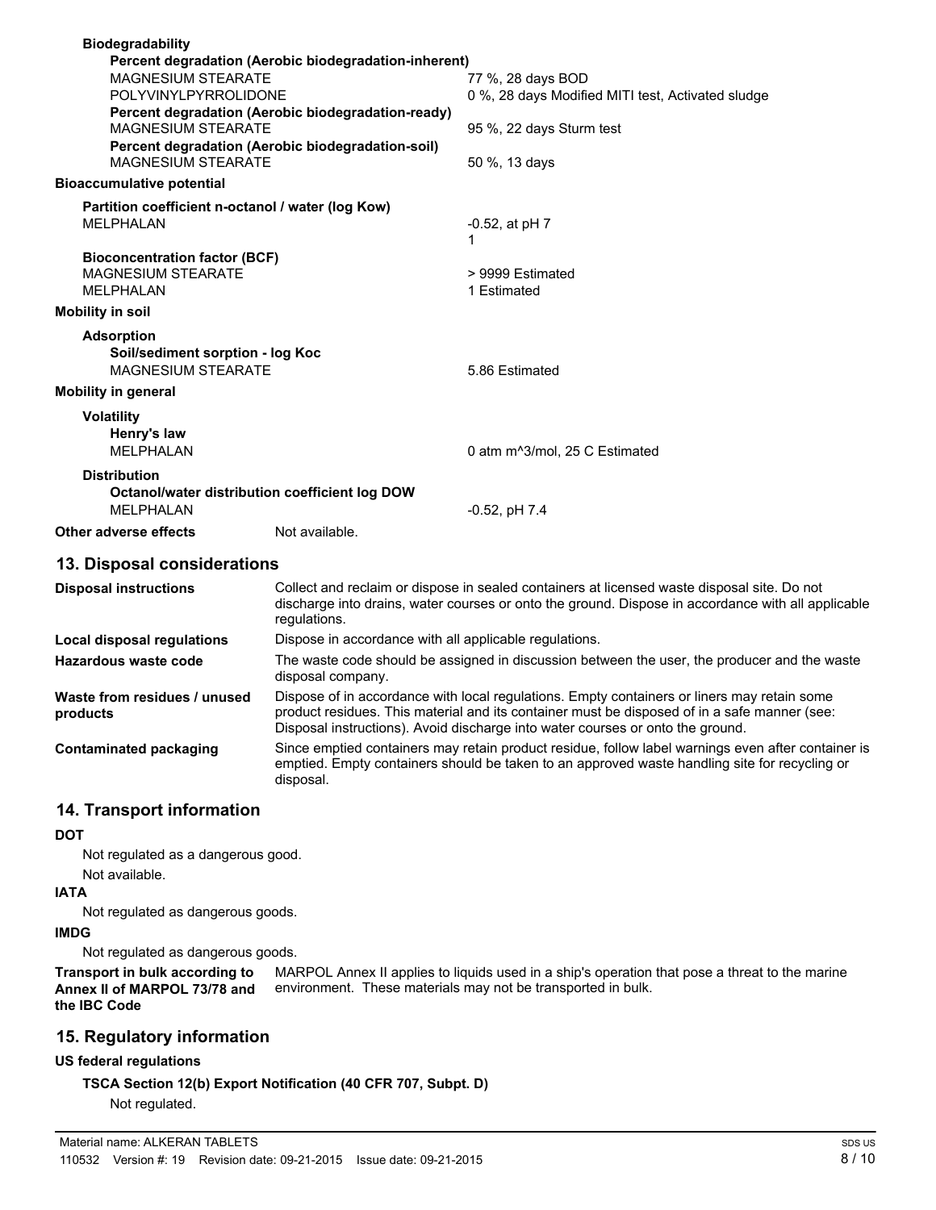**Biodegradability**

**Percent degradation (Aerobic biodegradation-inherent)**

| | |
|---|---|
| MAGNESIUM STEARATE | 77 %, 28 days BOD |
| POLYVINYLPYRROLIDONE | 0 %, 28 days Modified MITI test, Activated sludge |

**Percent degradation (Aerobic biodegradation-ready)**

| | |
|---|---|
| MAGNESIUM STEARATE | 95 %, 22 days Sturm test |

**Percent degradation (Aerobic biodegradation-soil)**

| | |
|---|---|
| MAGNESIUM STEARATE | 50 %, 13 days |

**Bioaccumulative potential**

**Partition coefficient n-octanol / water (log Kow)**

| | |
|---|---|
| MELPHALAN | -0.52, at pH 7<br>1 |

**Bioconcentration factor (BCF)**

| | |
|---|---|
| MAGNESIUM STEARATE | > 9999 Estimated |
| MELPHALAN | 1 Estimated |

**Mobility in soil**

**Adsorption**

**Soil/sediment sorption - log Koc**

| | |
|---|---|
| MAGNESIUM STEARATE | 5.86 Estimated |

**Mobility in general**

**Volatility**

**Henry's law**

| | |
|---|---|
| MELPHALAN | 0 atm m^3/mol, 25 C Estimated |

**Distribution**

**Octanol/water distribution coefficient log DOW**

| | |
|---|---|
| MELPHALAN | -0.52, pH 7.4 |

**Other adverse effects** Not available.

## 13. Disposal considerations

**Disposal instructions**: Collect and reclaim or dispose in sealed containers at licensed waste disposal site. Do not discharge into drains, water courses or onto the ground. Dispose in accordance with all applicable regulations.

**Local disposal regulations**: Dispose in accordance with all applicable regulations.

**Hazardous waste code**: The waste code should be assigned in discussion between the user, the producer and the waste disposal company.

**Waste from residues / unused products**: Dispose of in accordance with local regulations. Empty containers or liners may retain some product residues. This material and its container must be disposed of in a safe manner (see: Disposal instructions). Avoid discharge into water courses or onto the ground.

**Contaminated packaging**: Since emptied containers may retain product residue, follow label warnings even after container is emptied. Empty containers should be taken to an approved waste handling site for recycling or disposal.

## 14. Transport information

**DOT**

Not regulated as a dangerous good.

Not available.

**IATA**

Not regulated as dangerous goods.

**IMDG**

Not regulated as dangerous goods.

**Transport in bulk according to Annex II of MARPOL 73/78 and the IBC Code**: MARPOL Annex II applies to liquids used in a ship's operation that pose a threat to the marine environment. These materials may not be transported in bulk.

## 15. Regulatory information

**US federal regulations**

**TSCA Section 12(b) Export Notification (40 CFR 707, Subpt. D)**

Not regulated.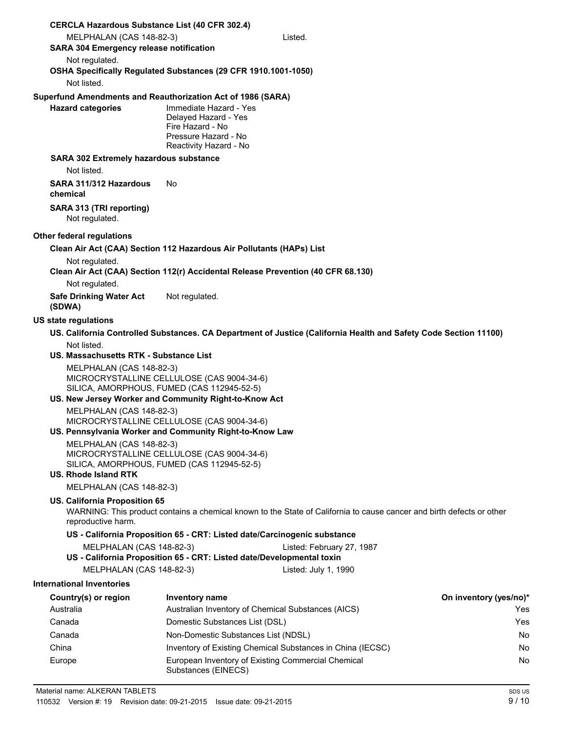**CERCLA Hazardous Substance List (40 CFR 302.4)**

MELPHALAN (CAS 148-82-3) Listed.

**SARA 304 Emergency release notification**

Not regulated.

**OSHA Specifically Regulated Substances (29 CFR 1910.1001-1050)**

Not listed.

**Superfund Amendments and Reauthorization Act of 1986 (SARA)**

**Hazard categories**
Immediate Hazard - Yes
Delayed Hazard - Yes
Fire Hazard - No
Pressure Hazard - No
Reactivity Hazard - No

**SARA 302 Extremely hazardous substance**

Not listed.

**SARA 311/312 Hazardous chemical** No

**SARA 313 (TRI reporting)**
Not regulated.

**Other federal regulations**

**Clean Air Act (CAA) Section 112 Hazardous Air Pollutants (HAPs) List**

Not regulated.

**Clean Air Act (CAA) Section 112(r) Accidental Release Prevention (40 CFR 68.130)**

Not regulated.

**Safe Drinking Water Act (SDWA)** Not regulated.

**US state regulations**

**US. California Controlled Substances. CA Department of Justice (California Health and Safety Code Section 11100)**

Not listed.

**US. Massachusetts RTK - Substance List**

MELPHALAN (CAS 148-82-3)
MICROCRYSTALLINE CELLULOSE (CAS 9004-34-6)
SILICA, AMORPHOUS, FUMED (CAS 112945-52-5)

**US. New Jersey Worker and Community Right-to-Know Act**

MELPHALAN (CAS 148-82-3)
MICROCRYSTALLINE CELLULOSE (CAS 9004-34-6)

**US. Pennsylvania Worker and Community Right-to-Know Law**

MELPHALAN (CAS 148-82-3)
MICROCRYSTALLINE CELLULOSE (CAS 9004-34-6)
SILICA, AMORPHOUS, FUMED (CAS 112945-52-5)

**US. Rhode Island RTK**

MELPHALAN (CAS 148-82-3)

**US. California Proposition 65**

WARNING: This product contains a chemical known to the State of California to cause cancer and birth defects or other reproductive harm.

**US - California Proposition 65 - CRT: Listed date/Carcinogenic substance**

MELPHALAN (CAS 148-82-3) Listed: February 27, 1987

**US - California Proposition 65 - CRT: Listed date/Developmental toxin**

MELPHALAN (CAS 148-82-3) Listed: July 1, 1990

**International Inventories**

| Country(s) or region | Inventory name | On inventory (yes/no)* |
|---|---|---|
| Australia | Australian Inventory of Chemical Substances (AICS) | Yes |
| Canada | Domestic Substances List (DSL) | Yes |
| Canada | Non-Domestic Substances List (NDSL) | No |
| China | Inventory of Existing Chemical Substances in China (IECSC) | No |
| Europe | European Inventory of Existing Commercial Chemical Substances (EINECS) | No |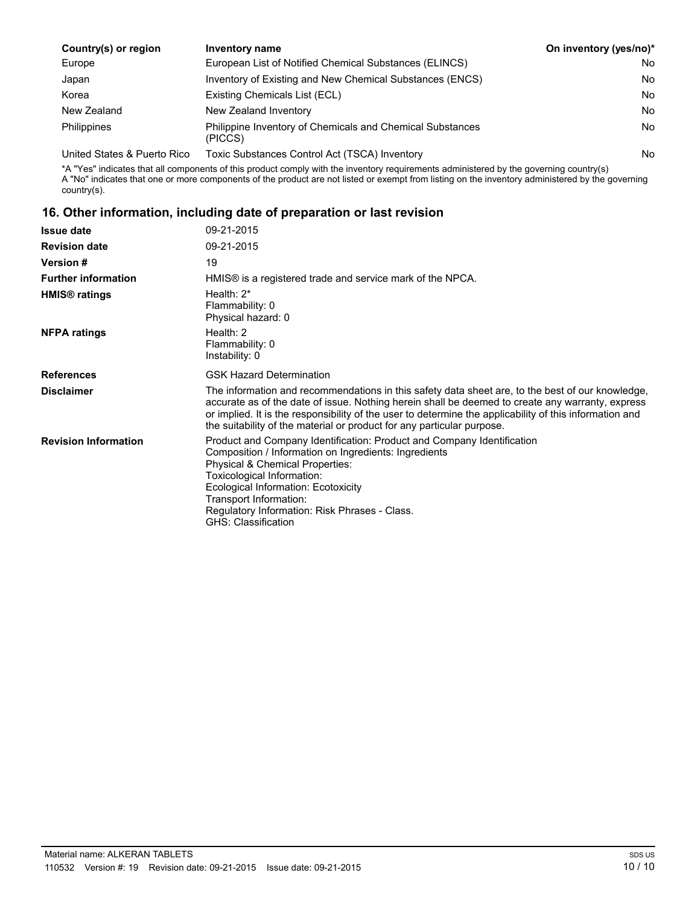| Country(s) or region | Inventory name | On inventory (yes/no)* |
|---|---|---|
| Europe | European List of Notified Chemical Substances (ELINCS) | No |
| Japan | Inventory of Existing and New Chemical Substances (ENCS) | No |
| Korea | Existing Chemicals List (ECL) | No |
| New Zealand | New Zealand Inventory | No |
| Philippines | Philippine Inventory of Chemicals and Chemical Substances (PICCS) | No |
| United States & Puerto Rico | Toxic Substances Control Act (TSCA) Inventory | No |

*A "Yes" indicates that all components of this product comply with the inventory requirements administered by the governing country(s)
A "No" indicates that one or more components of the product are not listed or exempt from listing on the inventory administered by the governing country(s).

## 16. Other information, including date of preparation or last revision

**Issue date** 09-21-2015

**Revision date** 09-21-2015

**Version #** 19

**Further information** HMIS® is a registered trade and service mark of the NPCA.

**HMIS® ratings**
Health: 2*
Flammability: 0
Physical hazard: 0

**NFPA ratings**
Health: 2
Flammability: 0
Instability: 0

**References** GSK Hazard Determination

**Disclaimer** The information and recommendations in this safety data sheet are, to the best of our knowledge, accurate as of the date of issue. Nothing herein shall be deemed to create any warranty, express or implied. It is the responsibility of the user to determine the applicability of this information and the suitability of the material or product for any particular purpose.

**Revision Information**
Product and Company Identification: Product and Company Identification
Composition / Information on Ingredients: Ingredients
Physical & Chemical Properties:
Toxicological Information:
Ecological Information: Ecotoxicity
Transport Information:
Regulatory Information: Risk Phrases - Class.
GHS: Classification